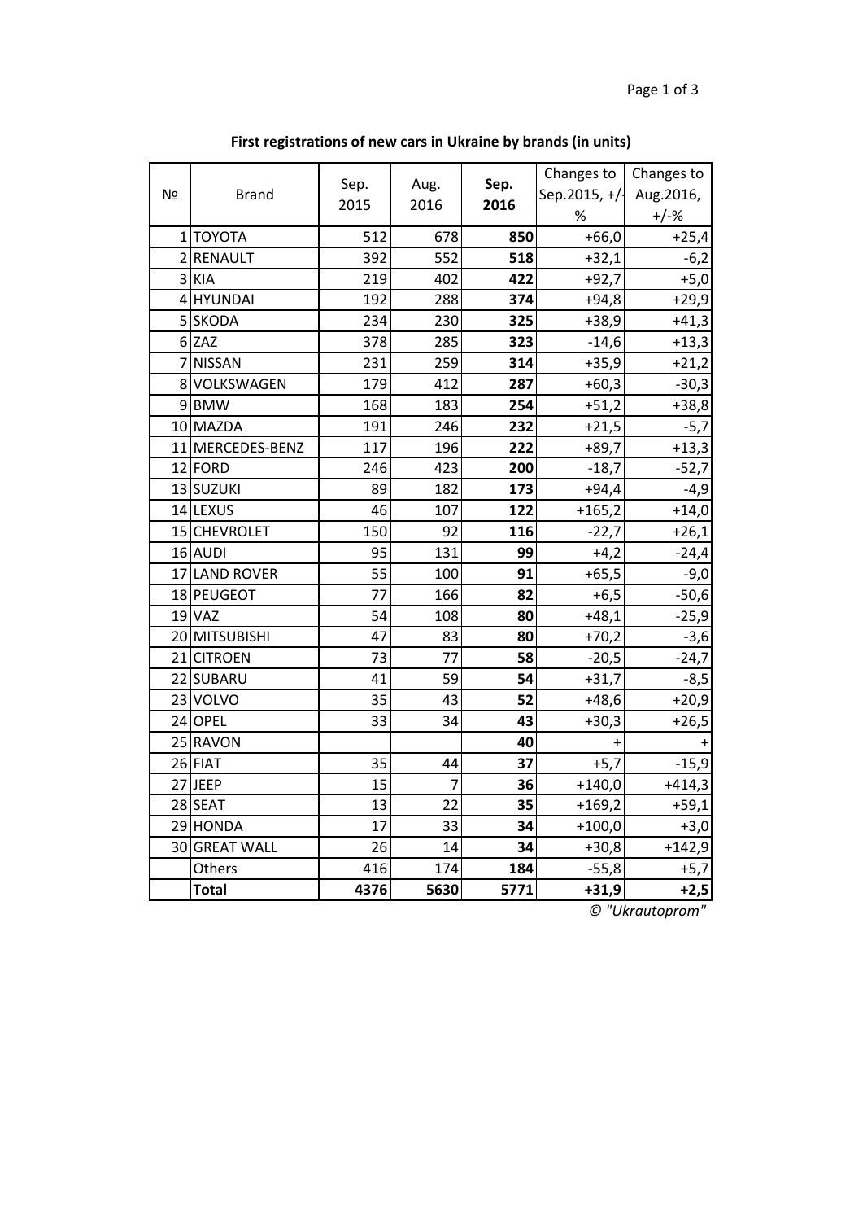**First registrations of new cars in Ukraine by brands (in units)**

| № | Brand | Sep. 2015 | Aug. 2016 | **Sep. 2016** | Changes to Sep.2015, +/- % | Changes to Aug.2016, +/-% |
|---|---|---|---|---|---|---|
| 1 | TOYOTA | 512 | 678 | **850** | +66,0 | +25,4 |
| 2 | RENAULT | 392 | 552 | **518** | +32,1 | -6,2 |
| 3 | KIA | 219 | 402 | **422** | +92,7 | +5,0 |
| 4 | HYUNDAI | 192 | 288 | **374** | +94,8 | +29,9 |
| 5 | SKODA | 234 | 230 | **325** | +38,9 | +41,3 |
| 6 | ZAZ | 378 | 285 | **323** | -14,6 | +13,3 |
| 7 | NISSAN | 231 | 259 | **314** | +35,9 | +21,2 |
| 8 | VOLKSWAGEN | 179 | 412 | **287** | +60,3 | -30,3 |
| 9 | BMW | 168 | 183 | **254** | +51,2 | +38,8 |
| 10 | MAZDA | 191 | 246 | **232** | +21,5 | -5,7 |
| 11 | MERCEDES-BENZ | 117 | 196 | **222** | +89,7 | +13,3 |
| 12 | FORD | 246 | 423 | **200** | -18,7 | -52,7 |
| 13 | SUZUKI | 89 | 182 | **173** | +94,4 | -4,9 |
| 14 | LEXUS | 46 | 107 | **122** | +165,2 | +14,0 |
| 15 | CHEVROLET | 150 | 92 | **116** | -22,7 | +26,1 |
| 16 | AUDI | 95 | 131 | **99** | +4,2 | -24,4 |
| 17 | LAND ROVER | 55 | 100 | **91** | +65,5 | -9,0 |
| 18 | PEUGEOT | 77 | 166 | **82** | +6,5 | -50,6 |
| 19 | VAZ | 54 | 108 | **80** | +48,1 | -25,9 |
| 20 | MITSUBISHI | 47 | 83 | **80** | +70,2 | -3,6 |
| 21 | CITROEN | 73 | 77 | **58** | -20,5 | -24,7 |
| 22 | SUBARU | 41 | 59 | **54** | +31,7 | -8,5 |
| 23 | VOLVO | 35 | 43 | **52** | +48,6 | +20,9 |
| 24 | OPEL | 33 | 34 | **43** | +30,3 | +26,5 |
| 25 | RAVON | | | **40** | + | + |
| 26 | FIAT | 35 | 44 | **37** | +5,7 | -15,9 |
| 27 | JEEP | 15 | 7 | **36** | +140,0 | +414,3 |
| 28 | SEAT | 13 | 22 | **35** | +169,2 | +59,1 |
| 29 | HONDA | 17 | 33 | **34** | +100,0 | +3,0 |
| 30 | GREAT WALL | 26 | 14 | **34** | +30,8 | +142,9 |
| | Others | 416 | 174 | **184** | -55,8 | +5,7 |
| | **Total** | **4376** | **5630** | **5771** | **+31,9** | **+2,5** |

*© "Ukrautoprom"*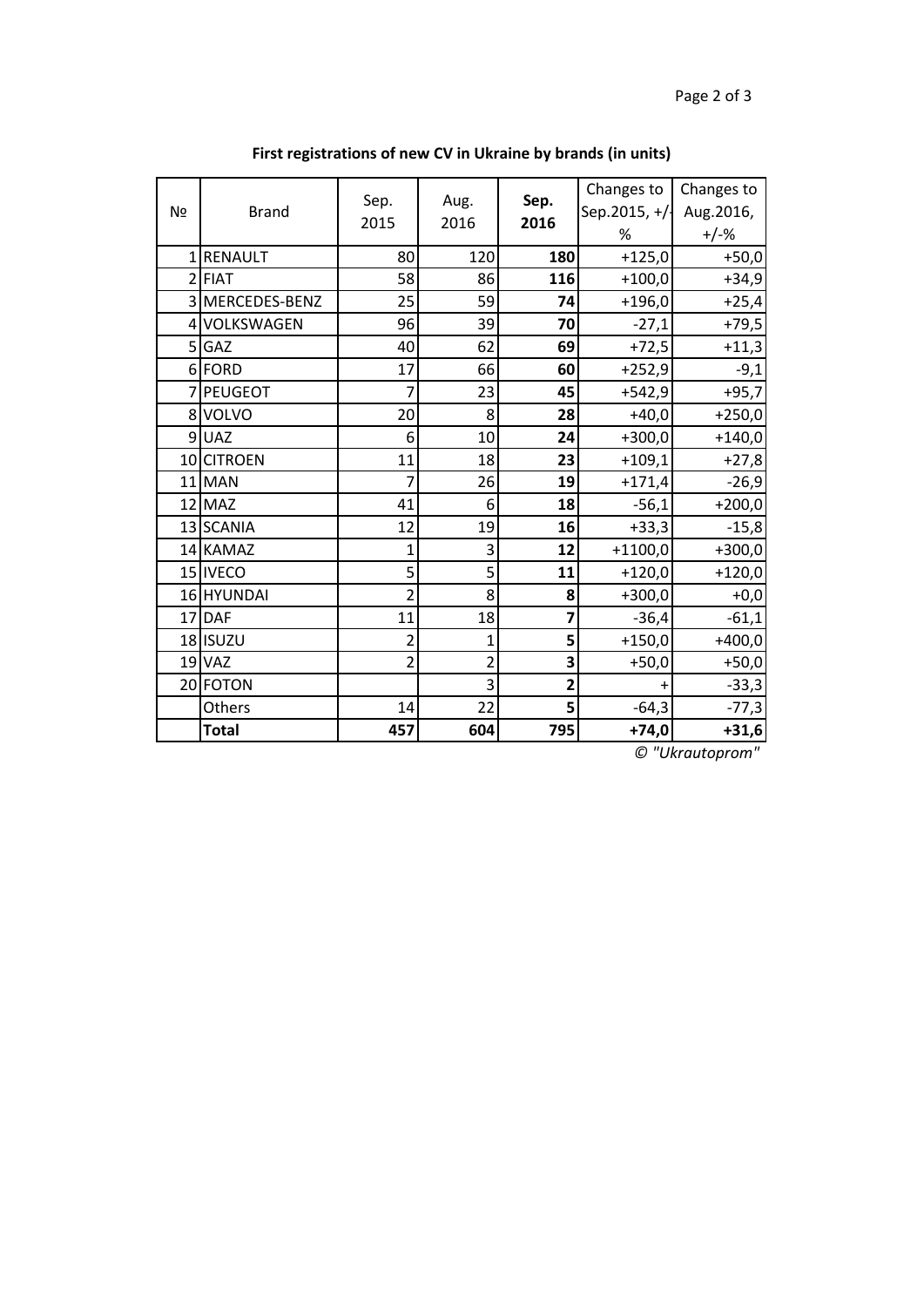**First registrations of new CV in Ukraine by brands (in units)**

| № | Brand | Sep. 2015 | Aug. 2016 | **Sep. 2016** | Changes to Sep.2015, +/-% | Changes to Aug.2016, +/-% |
|---|---|---|---|---|---|---|
| 1 | RENAULT | 80 | 120 | **180** | +125,0 | +50,0 |
| 2 | FIAT | 58 | 86 | **116** | +100,0 | +34,9 |
| 3 | MERCEDES-BENZ | 25 | 59 | **74** | +196,0 | +25,4 |
| 4 | VOLKSWAGEN | 96 | 39 | **70** | -27,1 | +79,5 |
| 5 | GAZ | 40 | 62 | **69** | +72,5 | +11,3 |
| 6 | FORD | 17 | 66 | **60** | +252,9 | -9,1 |
| 7 | PEUGEOT | 7 | 23 | **45** | +542,9 | +95,7 |
| 8 | VOLVO | 20 | 8 | **28** | +40,0 | +250,0 |
| 9 | UAZ | 6 | 10 | **24** | +300,0 | +140,0 |
| 10 | CITROEN | 11 | 18 | **23** | +109,1 | +27,8 |
| 11 | MAN | 7 | 26 | **19** | +171,4 | -26,9 |
| 12 | MAZ | 41 | 6 | **18** | -56,1 | +200,0 |
| 13 | SCANIA | 12 | 19 | **16** | +33,3 | -15,8 |
| 14 | KAMAZ | 1 | 3 | **12** | +1100,0 | +300,0 |
| 15 | IVECO | 5 | 5 | **11** | +120,0 | +120,0 |
| 16 | HYUNDAI | 2 | 8 | **8** | +300,0 | +0,0 |
| 17 | DAF | 11 | 18 | **7** | -36,4 | -61,1 |
| 18 | ISUZU | 2 | 1 | **5** | +150,0 | +400,0 |
| 19 | VAZ | 2 | 2 | **3** | +50,0 | +50,0 |
| 20 | FOTON | | 3 | **2** | + | -33,3 |
| | Others | 14 | 22 | **5** | -64,3 | -77,3 |
| | **Total** | **457** | **604** | **795** | **+74,0** | **+31,6** |

*© "Ukrautoprom"*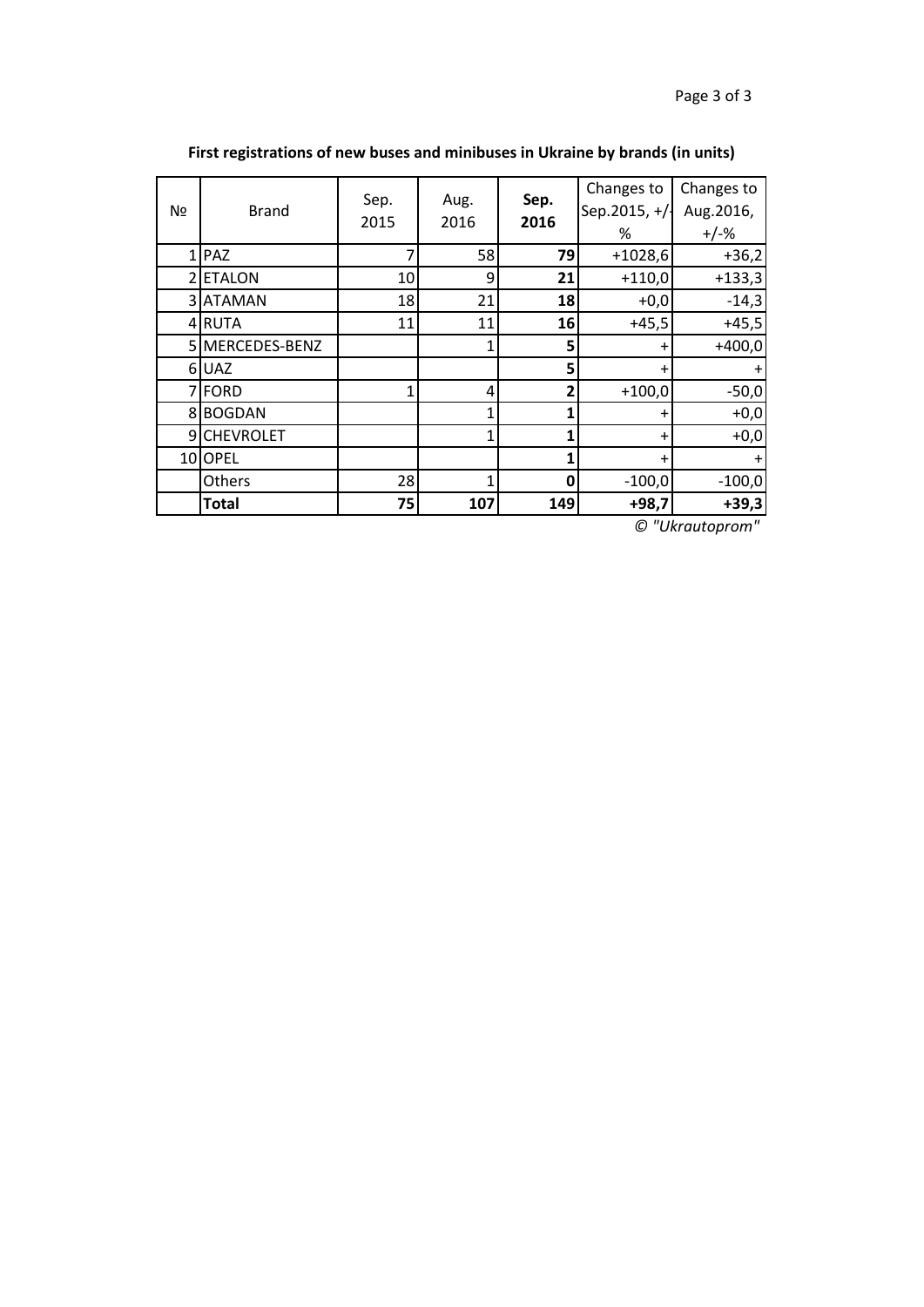**First registrations of new buses and minibuses in Ukraine by brands (in units)**

| № | Brand | Sep. 2015 | Aug. 2016 | Sep. 2016 | Changes to Sep.2015, +/-% | Changes to Aug.2016, +/-% |
|---|---|---|---|---|---|---|
| 1 | PAZ | 7 | 58 | **79** | +1028,6 | +36,2 |
| 2 | ETALON | 10 | 9 | **21** | +110,0 | +133,3 |
| 3 | ATAMAN | 18 | 21 | **18** | +0,0 | -14,3 |
| 4 | RUTA | 11 | 11 | **16** | +45,5 | +45,5 |
| 5 | MERCEDES-BENZ | | 1 | **5** | + | +400,0 |
| 6 | UAZ | | | **5** | + | + |
| 7 | FORD | 1 | 4 | **2** | +100,0 | -50,0 |
| 8 | BOGDAN | | 1 | **1** | + | +0,0 |
| 9 | CHEVROLET | | 1 | **1** | + | +0,0 |
| 10 | OPEL | | | **1** | + | + |
| | Others | 28 | 1 | **0** | -100,0 | -100,0 |
| | **Total** | **75** | **107** | **149** | **+98,7** | **+39,3** |

*© "Ukrautoprom"*